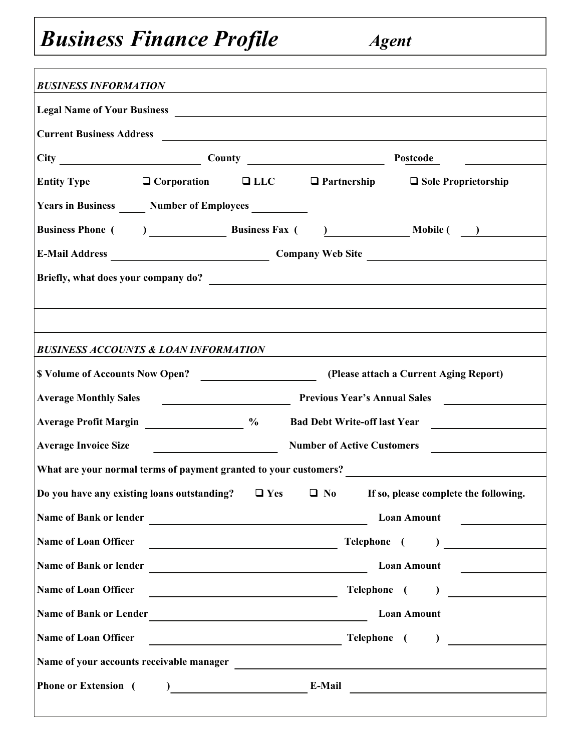# *Business Finance Profile* *Agent*

***BUSINESS INFORMATION***

**Legal Name of Your Business** \_\_\_\_\_\_\_\_\_\_\_\_\_\_\_\_\_\_\_\_\_\_\_\_\_\_\_\_\_\_\_\_\_\_\_\_\_\_\_\_

**Current Business Address** \_\_\_\_\_\_\_\_\_\_\_\_\_\_\_\_\_\_\_\_\_\_\_\_\_\_\_\_\_\_\_\_\_\_\_\_\_\_\_\_

**City** \_\_\_\_\_\_\_\_\_\_\_\_\_\_\_\_ **County** \_\_\_\_\_\_\_\_\_\_\_\_\_\_\_\_ **Postcode** \_\_\_\_\_\_\_\_\_\_

**Entity Type** ❑ **Corporation** ❑ **LLC** ❑ **Partnership** ❑ **Sole Proprietorship**

**Years in Business** \_\_\_\_\_ **Number of Employees** \_\_\_\_\_\_\_\_\_\_

**Business Phone (    )** \_\_\_\_\_\_\_\_\_\_ **Business Fax (    )** \_\_\_\_\_\_\_\_\_\_ **Mobile (    )** \_\_\_\_\_\_\_\_\_\_

**E-Mail Address** \_\_\_\_\_\_\_\_\_\_\_\_\_\_\_\_\_\_\_\_ **Company Web Site** \_\_\_\_\_\_\_\_\_\_\_\_\_\_\_\_\_\_\_\_

**Briefly, what does your company do?** \_\_\_\_\_\_\_\_\_\_\_\_\_\_\_\_\_\_\_\_\_\_\_\_\_\_\_\_\_\_\_\_\_\_\_\_\_\_\_\_

\_\_\_\_\_\_\_\_\_\_\_\_\_\_\_\_\_\_\_\_\_\_\_\_\_\_\_\_\_\_\_\_\_\_\_\_\_\_\_\_\_\_\_\_\_\_\_\_\_\_\_\_\_\_\_\_\_\_\_\_\_\_\_\_\_\_\_\_\_\_\_\_

\_\_\_\_\_\_\_\_\_\_\_\_\_\_\_\_\_\_\_\_\_\_\_\_\_\_\_\_\_\_\_\_\_\_\_\_\_\_\_\_\_\_\_\_\_\_\_\_\_\_\_\_\_\_\_\_\_\_\_\_\_\_\_\_\_\_\_\_\_\_\_\_

***BUSINESS ACCOUNTS & LOAN INFORMATION***

**$ Volume of Accounts Now Open?** \_\_\_\_\_\_\_\_\_\_\_\_\_\_\_\_ **(Please attach a Current Aging Report)**

**Average Monthly Sales** \_\_\_\_\_\_\_\_\_\_\_\_\_\_\_\_ **Previous Year's Annual Sales** \_\_\_\_\_\_\_\_\_\_\_\_\_\_\_\_

**Average Profit Margin** \_\_\_\_\_\_\_\_\_\_\_\_ **%** **Bad Debt Write-off last Year** \_\_\_\_\_\_\_\_\_\_\_\_\_\_\_\_

**Average Invoice Size** \_\_\_\_\_\_\_\_\_\_\_\_\_\_\_\_ **Number of Active Customers** \_\_\_\_\_\_\_\_\_\_\_\_\_\_\_\_

**What are your normal terms of payment granted to your customers?** \_\_\_\_\_\_\_\_\_\_\_\_\_\_\_\_\_\_\_\_

**Do you have any existing loans outstanding?** ❑ **Yes** ❑ **No** **If so, please complete the following.**

**Name of Bank or lender** \_\_\_\_\_\_\_\_\_\_\_\_\_\_\_\_\_\_\_\_\_\_\_\_\_\_\_\_ **Loan Amount** \_\_\_\_\_\_\_\_\_\_

**Name of Loan Officer** \_\_\_\_\_\_\_\_\_\_\_\_\_\_\_\_\_\_\_\_\_\_\_\_\_\_\_\_ **Telephone (    )** \_\_\_\_\_\_\_\_\_\_

**Name of Bank or lender** \_\_\_\_\_\_\_\_\_\_\_\_\_\_\_\_\_\_\_\_\_\_\_\_\_\_\_\_ **Loan Amount** \_\_\_\_\_\_\_\_\_\_

**Name of Loan Officer** \_\_\_\_\_\_\_\_\_\_\_\_\_\_\_\_\_\_\_\_\_\_\_\_\_\_\_\_ **Telephone (    )** \_\_\_\_\_\_\_\_\_\_

**Name of Bank or Lender** \_\_\_\_\_\_\_\_\_\_\_\_\_\_\_\_\_\_\_\_\_\_\_\_\_\_\_\_ **Loan Amount**

**Name of Loan Officer** \_\_\_\_\_\_\_\_\_\_\_\_\_\_\_\_\_\_\_\_\_\_\_\_\_\_\_\_ **Telephone (    )** \_\_\_\_\_\_\_\_\_\_

**Name of your accounts receivable manager** \_\_\_\_\_\_\_\_\_\_\_\_\_\_\_\_\_\_\_\_\_\_\_\_\_\_\_\_\_\_\_\_\_\_\_\_

**Phone or Extension (    )** \_\_\_\_\_\_\_\_\_\_\_\_\_\_\_\_ **E-Mail** \_\_\_\_\_\_\_\_\_\_\_\_\_\_\_\_\_\_\_\_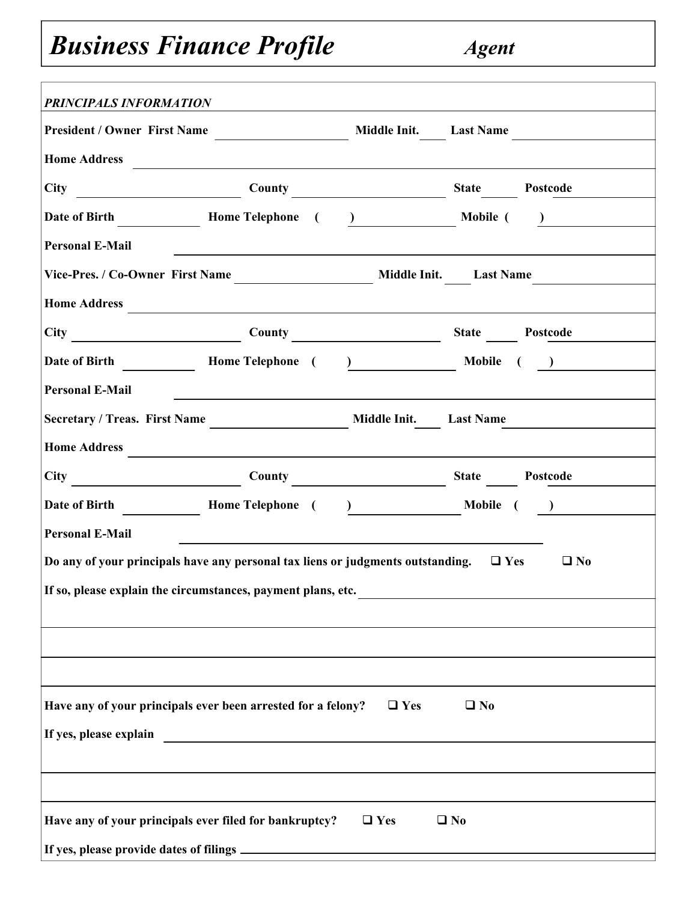# *Business Finance Profile* *Agent*

***PRINCIPALS INFORMATION***

**President / Owner First Name** ____________________ **Middle Init.** ____ **Last Name** ____________________

**Home Address** ________________________________________________________________

**City** ____________________ **County** ____________________ **State** ______ **Postcode** __________

**Date of Birth** __________ **Home Telephone** ( ) ______________ **Mobile** ( ) ______________

**Personal E-Mail** ________________________________________________________________

**Vice-Pres. / Co-Owner First Name** ____________________ **Middle Init.** ____ **Last Name** ____________________

**Home Address** ________________________________________________________________

**City** ____________________ **County** ____________________ **State** ______ **Postcode** __________

**Date of Birth** __________ **Home Telephone** ( ) ______________ **Mobile** ( ) ______________

**Personal E-Mail** ________________________________________________________________

**Secretary / Treas. First Name** ____________________ **Middle Init.** ____ **Last Name** ____________________

**Home Address** ________________________________________________________________

**City** ____________________ **County** ____________________ **State** ______ **Postcode** __________

**Date of Birth** __________ **Home Telephone** ( ) ______________ **Mobile** ( ) ______________

**Personal E-Mail** ________________________________________________________________

**Do any of your principals have any personal tax liens or judgments outstanding.** ☐ **Yes** ☐ **No**

**If so, please explain the circumstances, payment plans, etc.** ________________________________

________________________________________________________________

________________________________________________________________

**Have any of your principals ever been arrested for a felony?** ☐ **Yes** ☐ **No**

**If yes, please explain** ________________________________________________________________

________________________________________________________________

________________________________________________________________

**Have any of your principals ever filed for bankruptcy?** ☐ **Yes** ☐ **No**

**If yes, please provide dates of filings** ________________________________________________________________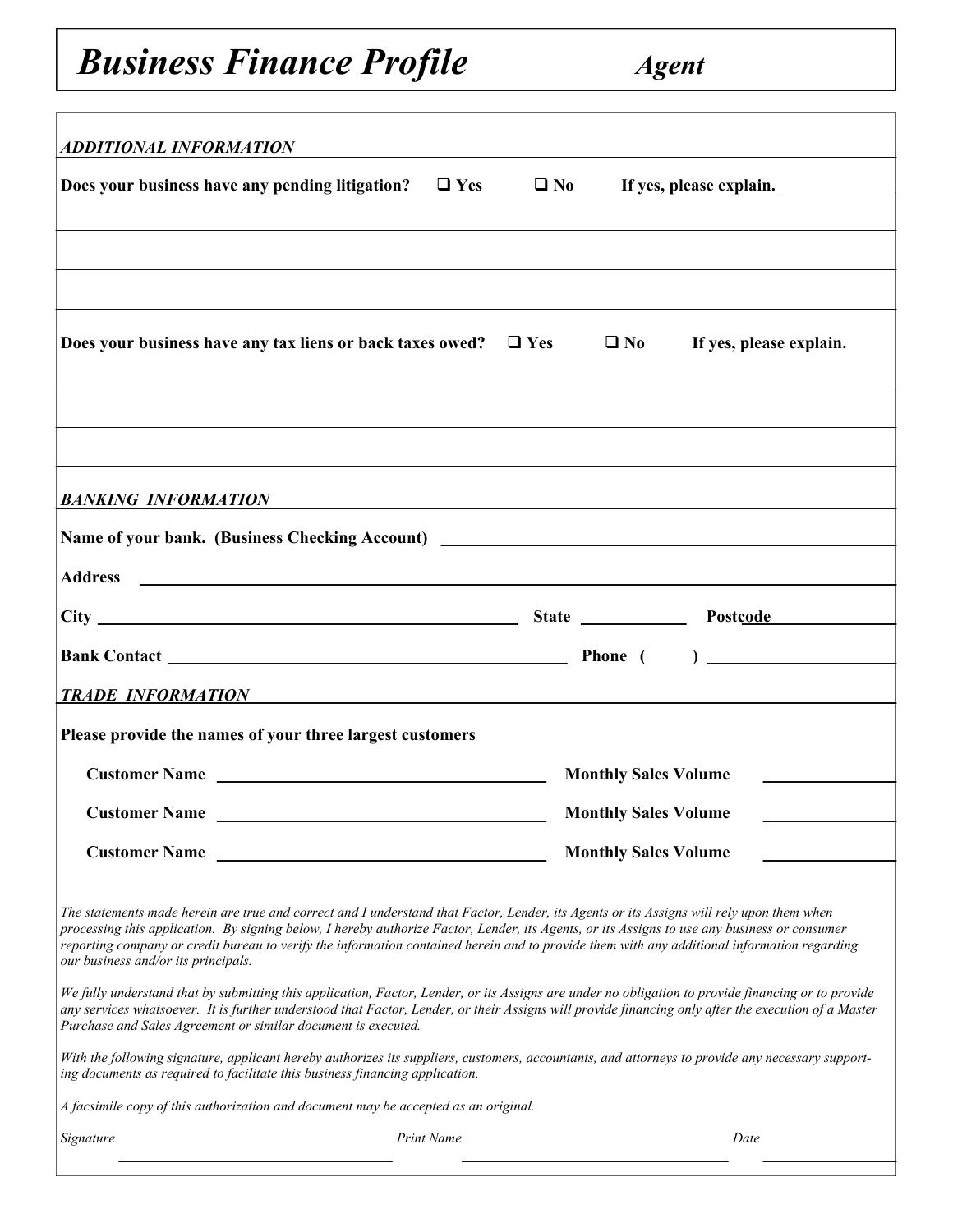# Business Finance Profile *Agent*

***ADDITIONAL INFORMATION***

**Does your business have any pending litigation?** ☐ **Yes** ☐ **No** **If yes, please explain.** ______________

**Does your business have any tax liens or back taxes owed?** ☐ **Yes** ☐ **No** **If yes, please explain.**

***BANKING INFORMATION***

**Name of your bank. (Business Checking Account)** ______________________________

**Address** ______________________________

**City** ______________________ **State** __________ **Postcode** __________

**Bank Contact** ______________________ **Phone (     )** __________

***TRADE INFORMATION***

**Please provide the names of your three largest customers**

**Customer Name** ______________________ **Monthly Sales Volume** __________

**Customer Name** ______________________ **Monthly Sales Volume** __________

**Customer Name** ______________________ **Monthly Sales Volume** __________

*The statements made herein are true and correct and I understand that Factor, Lender, its Agents or its Assigns will rely upon them when processing this application. By signing below, I hereby authorize Factor, Lender, its Agents, or its Assigns to use any business or consumer reporting company or credit bureau to verify the information contained herein and to provide them with any additional information regarding our business and/or its principals.*

*We fully understand that by submitting this application, Factor, Lender, or its Assigns are under no obligation to provide financing or to provide any services whatsoever. It is further understood that Factor, Lender, or their Assigns will provide financing only after the execution of a Master Purchase and Sales Agreement or similar document is executed.*

*With the following signature, applicant hereby authorizes its suppliers, customers, accountants, and attorneys to provide any necessary supporting documents as required to facilitate this business financing application.*

*A facsimile copy of this authorization and document may be accepted as an original.*

*Signature* ______________________ *Print Name* ______________________ *Date* __________